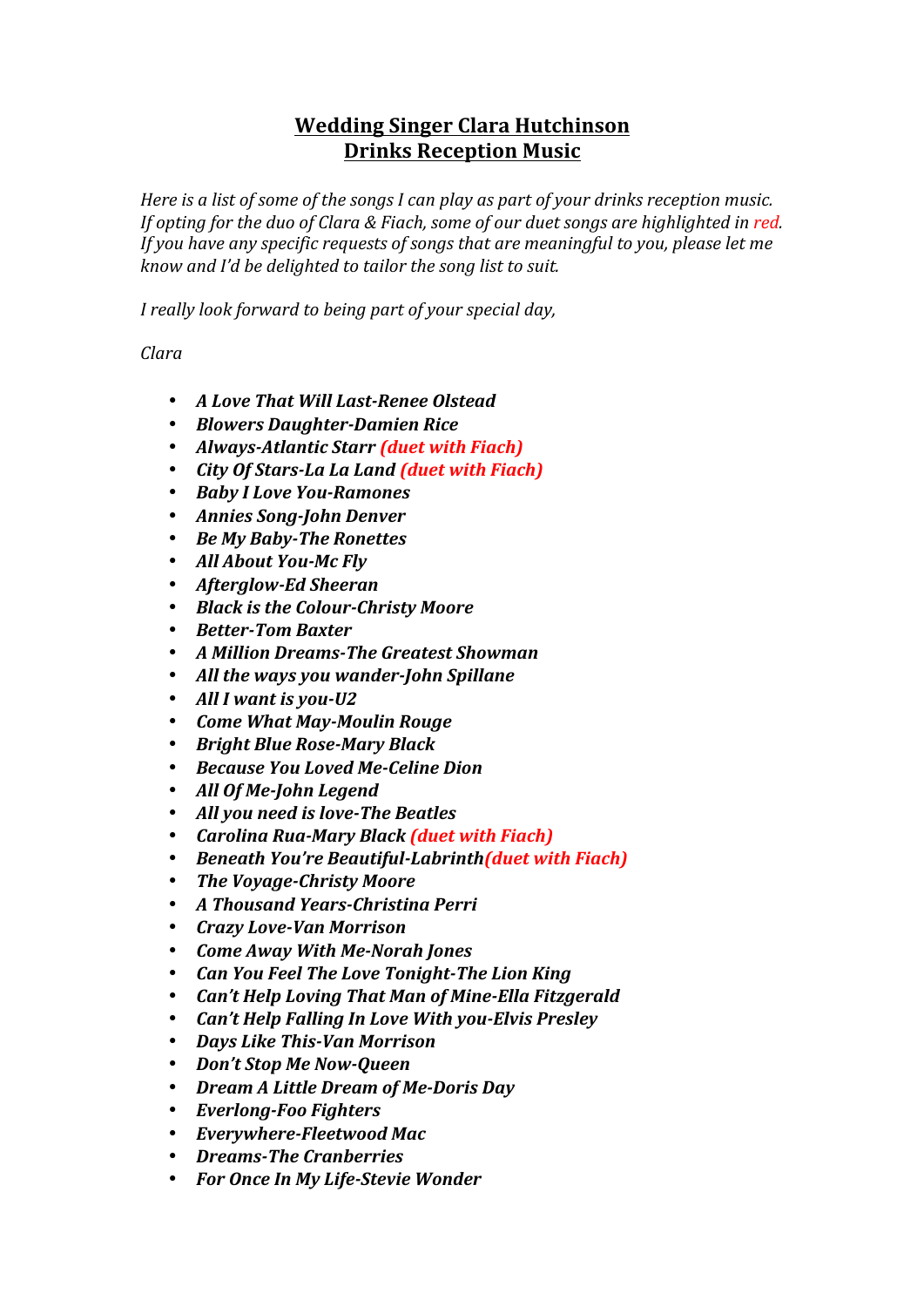# Wedding Singer Clara Hutchinson
# Drinks Reception Music

*Here is a list of some of the songs I can play as part of your drinks reception music. If opting for the duo of Clara & Fiach, some of our duet songs are highlighted in red. If you have any specific requests of songs that are meaningful to you, please let me know and I'd be delighted to tailor the song list to suit.*

*I really look forward to being part of your special day,*

*Clara*

- ***A Love That Will Last-Renee Olstead***
- ***Blowers Daughter-Damien Rice***
- ***Always-Atlantic Starr (duet with Fiach)***
- ***City Of Stars-La La Land (duet with Fiach)***
- ***Baby I Love You-Ramones***
- ***Annies Song-John Denver***
- ***Be My Baby-The Ronettes***
- ***All About You-Mc Fly***
- ***Afterglow-Ed Sheeran***
- ***Black is the Colour-Christy Moore***
- ***Better-Tom Baxter***
- ***A Million Dreams-The Greatest Showman***
- ***All the ways you wander-John Spillane***
- ***All I want is you-U2***
- ***Come What May-Moulin Rouge***
- ***Bright Blue Rose-Mary Black***
- ***Because You Loved Me-Celine Dion***
- ***All Of Me-John Legend***
- ***All you need is love-The Beatles***
- ***Carolina Rua-Mary Black (duet with Fiach)***
- ***Beneath You're Beautiful-Labrinth(duet with Fiach)***
- ***The Voyage-Christy Moore***
- ***A Thousand Years-Christina Perri***
- ***Crazy Love-Van Morrison***
- ***Come Away With Me-Norah Jones***
- ***Can You Feel The Love Tonight-The Lion King***
- ***Can't Help Loving That Man of Mine-Ella Fitzgerald***
- ***Can't Help Falling In Love With you-Elvis Presley***
- ***Days Like This-Van Morrison***
- ***Don't Stop Me Now-Queen***
- ***Dream A Little Dream of Me-Doris Day***
- ***Everlong-Foo Fighters***
- ***Everywhere-Fleetwood Mac***
- ***Dreams-The Cranberries***
- ***For Once In My Life-Stevie Wonder***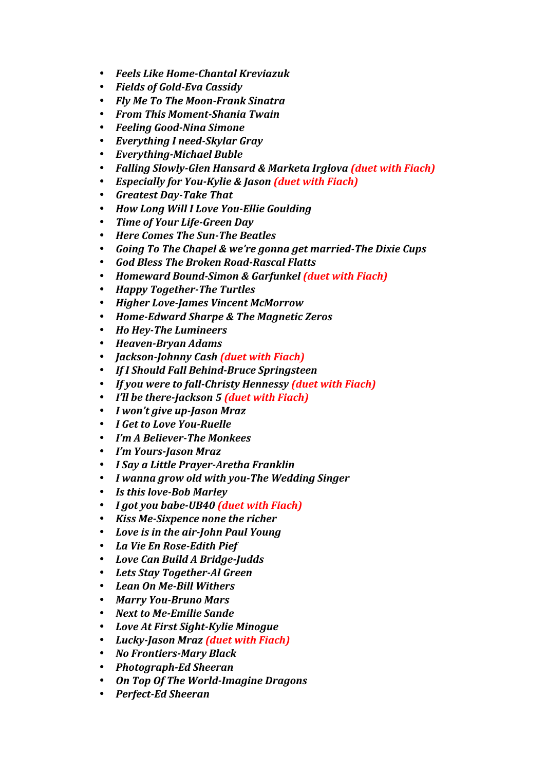- ***Feels Like Home-Chantal Kreviazuk***
- ***Fields of Gold-Eva Cassidy***
- ***Fly Me To The Moon-Frank Sinatra***
- ***From This Moment-Shania Twain***
- ***Feeling Good-Nina Simone***
- ***Everything I need-Skylar Gray***
- ***Everything-Michael Buble***
- ***Falling Slowly-Glen Hansard & Marketa Irglova (duet with Fiach)***
- ***Especially for You-Kylie & Jason (duet with Fiach)***
- ***Greatest Day-Take That***
- ***How Long Will I Love You-Ellie Goulding***
- ***Time of Your Life-Green Day***
- ***Here Comes The Sun-The Beatles***
- ***Going To The Chapel & we're gonna get married-The Dixie Cups***
- ***God Bless The Broken Road-Rascal Flatts***
- ***Homeward Bound-Simon & Garfunkel (duet with Fiach)***
- ***Happy Together-The Turtles***
- ***Higher Love-James Vincent McMorrow***
- ***Home-Edward Sharpe & The Magnetic Zeros***
- ***Ho Hey-The Lumineers***
- ***Heaven-Bryan Adams***
- ***Jackson-Johnny Cash (duet with Fiach)***
- ***If I Should Fall Behind-Bruce Springsteen***
- ***If you were to fall-Christy Hennessy (duet with Fiach)***
- ***I'll be there-Jackson 5 (duet with Fiach)***
- ***I won't give up-Jason Mraz***
- ***I Get to Love You-Ruelle***
- ***I'm A Believer-The Monkees***
- ***I'm Yours-Jason Mraz***
- ***I Say a Little Prayer-Aretha Franklin***
- ***I wanna grow old with you-The Wedding Singer***
- ***Is this love-Bob Marley***
- ***I got you babe-UB40 (duet with Fiach)***
- ***Kiss Me-Sixpence none the richer***
- ***Love is in the air-John Paul Young***
- ***La Vie En Rose-Edith Pief***
- ***Love Can Build A Bridge-Judds***
- ***Lets Stay Together-Al Green***
- ***Lean On Me-Bill Withers***
- ***Marry You-Bruno Mars***
- ***Next to Me-Emilie Sande***
- ***Love At First Sight-Kylie Minogue***
- ***Lucky-Jason Mraz (duet with Fiach)***
- ***No Frontiers-Mary Black***
- ***Photograph-Ed Sheeran***
- ***On Top Of The World-Imagine Dragons***
- ***Perfect-Ed Sheeran***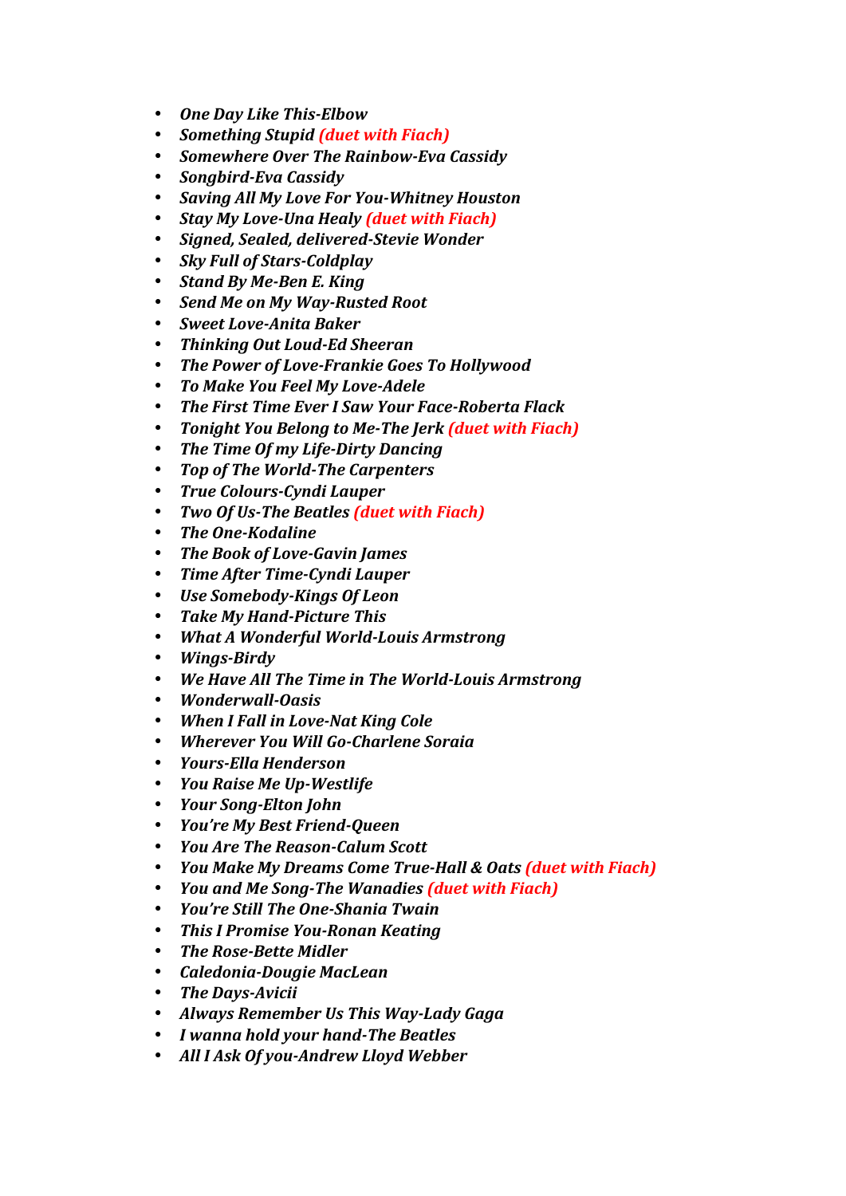- ***One Day Like This-Elbow***
- ***Something Stupid (duet with Fiach)***
- ***Somewhere Over The Rainbow-Eva Cassidy***
- ***Songbird-Eva Cassidy***
- ***Saving All My Love For You-Whitney Houston***
- ***Stay My Love-Una Healy (duet with Fiach)***
- ***Signed, Sealed, delivered-Stevie Wonder***
- ***Sky Full of Stars-Coldplay***
- ***Stand By Me-Ben E. King***
- ***Send Me on My Way-Rusted Root***
- ***Sweet Love-Anita Baker***
- ***Thinking Out Loud-Ed Sheeran***
- ***The Power of Love-Frankie Goes To Hollywood***
- ***To Make You Feel My Love-Adele***
- ***The First Time Ever I Saw Your Face-Roberta Flack***
- ***Tonight You Belong to Me-The Jerk (duet with Fiach)***
- ***The Time Of my Life-Dirty Dancing***
- ***Top of The World-The Carpenters***
- ***True Colours-Cyndi Lauper***
- ***Two Of Us-The Beatles (duet with Fiach)***
- ***The One-Kodaline***
- ***The Book of Love-Gavin James***
- ***Time After Time-Cyndi Lauper***
- ***Use Somebody-Kings Of Leon***
- ***Take My Hand-Picture This***
- ***What A Wonderful World-Louis Armstrong***
- ***Wings-Birdy***
- ***We Have All The Time in The World-Louis Armstrong***
- ***Wonderwall-Oasis***
- ***When I Fall in Love-Nat King Cole***
- ***Wherever You Will Go-Charlene Soraia***
- ***Yours-Ella Henderson***
- ***You Raise Me Up-Westlife***
- ***Your Song-Elton John***
- ***You're My Best Friend-Queen***
- ***You Are The Reason-Calum Scott***
- ***You Make My Dreams Come True-Hall & Oats (duet with Fiach)***
- ***You and Me Song-The Wanadies (duet with Fiach)***
- ***You're Still The One-Shania Twain***
- ***This I Promise You-Ronan Keating***
- ***The Rose-Bette Midler***
- ***Caledonia-Dougie MacLean***
- ***The Days-Avicii***
- ***Always Remember Us This Way-Lady Gaga***
- ***I wanna hold your hand-The Beatles***
- ***All I Ask Of you-Andrew Lloyd Webber***